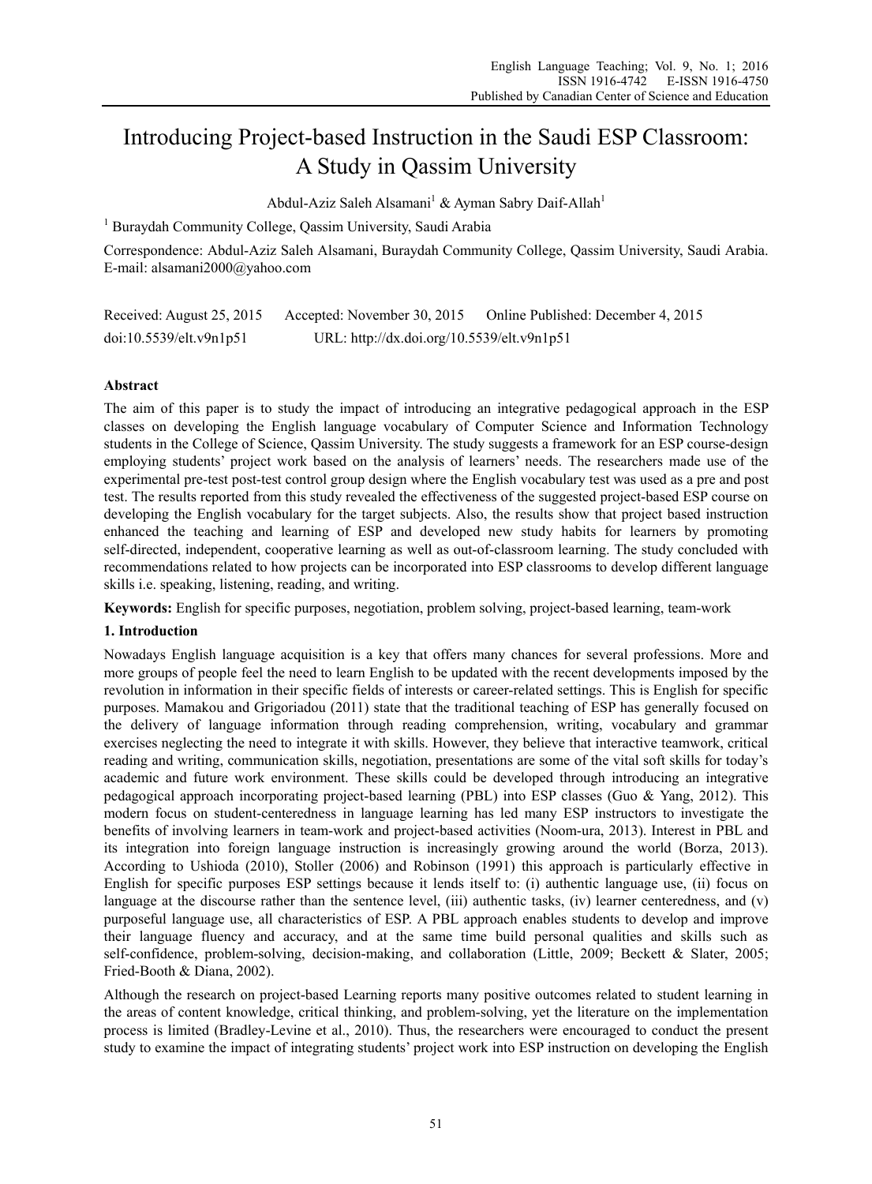# Introducing Project-based Instruction in the Saudi ESP Classroom: A Study in Qassim University

Abdul-Aziz Saleh Alsamani[1] & Ayman Sabry Daif-Allah[1]

[1] Buraydah Community College, Qassim University, Saudi Arabia

Correspondence: Abdul-Aziz Saleh Alsamani, Buraydah Community College, Qassim University, Saudi Arabia. E-mail: alsamani2000@yahoo.com

Received: August 25, 2015 Accepted: November 30, 2015 Online Published: December 4, 2015

doi:10.5539/elt.v9n1p51 URL: http://dx.doi.org/10.5539/elt.v9n1p51

## Abstract

The aim of this paper is to study the impact of introducing an integrative pedagogical approach in the ESP classes on developing the English language vocabulary of Computer Science and Information Technology students in the College of Science, Qassim University. The study suggests a framework for an ESP course-design employing students' project work based on the analysis of learners' needs. The researchers made use of the experimental pre-test post-test control group design where the English vocabulary test was used as a pre and post test. The results reported from this study revealed the effectiveness of the suggested project-based ESP course on developing the English vocabulary for the target subjects. Also, the results show that project based instruction enhanced the teaching and learning of ESP and developed new study habits for learners by promoting self-directed, independent, cooperative learning as well as out-of-classroom learning. The study concluded with recommendations related to how projects can be incorporated into ESP classrooms to develop different language skills i.e. speaking, listening, reading, and writing.

**Keywords:** English for specific purposes, negotiation, problem solving, project-based learning, team-work

## 1. Introduction

Nowadays English language acquisition is a key that offers many chances for several professions. More and more groups of people feel the need to learn English to be updated with the recent developments imposed by the revolution in information in their specific fields of interests or career-related settings. This is English for specific purposes. Mamakou and Grigoriadou (2011) state that the traditional teaching of ESP has generally focused on the delivery of language information through reading comprehension, writing, vocabulary and grammar exercises neglecting the need to integrate it with skills. However, they believe that interactive teamwork, critical reading and writing, communication skills, negotiation, presentations are some of the vital soft skills for today's academic and future work environment. These skills could be developed through introducing an integrative pedagogical approach incorporating project-based learning (PBL) into ESP classes (Guo & Yang, 2012). This modern focus on student-centeredness in language learning has led many ESP instructors to investigate the benefits of involving learners in team-work and project-based activities (Noom-ura, 2013). Interest in PBL and its integration into foreign language instruction is increasingly growing around the world (Borza, 2013). According to Ushioda (2010), Stoller (2006) and Robinson (1991) this approach is particularly effective in English for specific purposes ESP settings because it lends itself to: (i) authentic language use, (ii) focus on language at the discourse rather than the sentence level, (iii) authentic tasks, (iv) learner centeredness, and (v) purposeful language use, all characteristics of ESP. A PBL approach enables students to develop and improve their language fluency and accuracy, and at the same time build personal qualities and skills such as self-confidence, problem-solving, decision-making, and collaboration (Little, 2009; Beckett & Slater, 2005; Fried-Booth & Diana, 2002).

Although the research on project-based Learning reports many positive outcomes related to student learning in the areas of content knowledge, critical thinking, and problem-solving, yet the literature on the implementation process is limited (Bradley-Levine et al., 2010). Thus, the researchers were encouraged to conduct the present study to examine the impact of integrating students' project work into ESP instruction on developing the English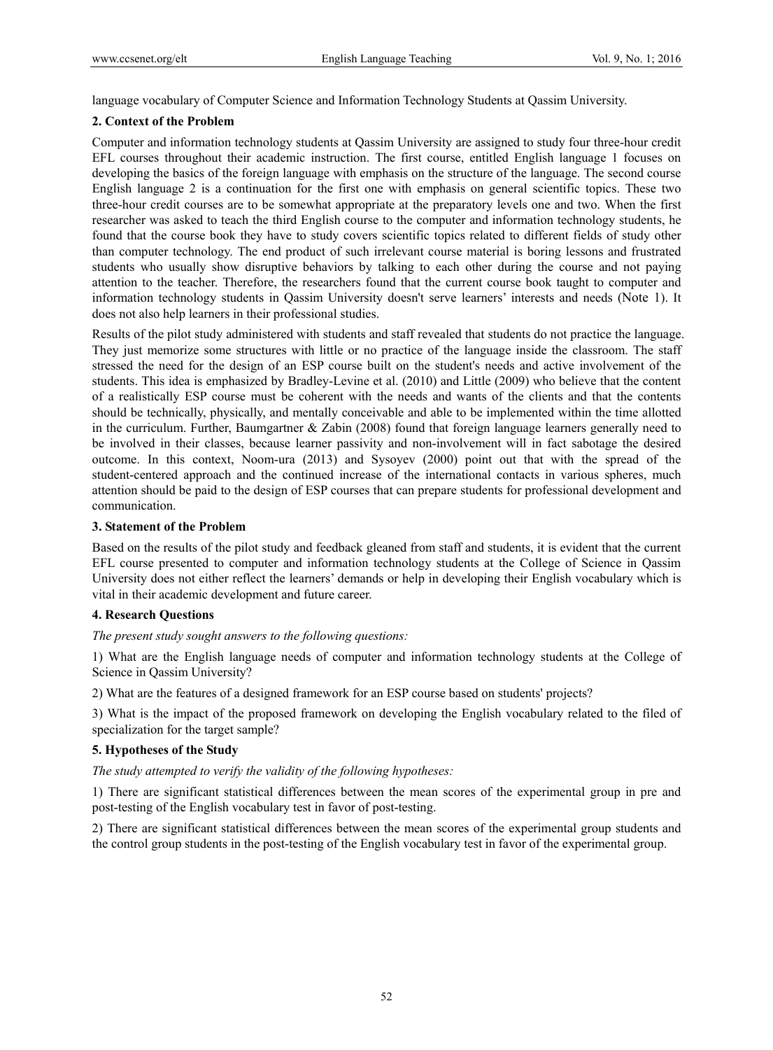language vocabulary of Computer Science and Information Technology Students at Qassim University.

## 2. Context of the Problem

Computer and information technology students at Qassim University are assigned to study four three-hour credit EFL courses throughout their academic instruction. The first course, entitled English language 1 focuses on developing the basics of the foreign language with emphasis on the structure of the language. The second course English language 2 is a continuation for the first one with emphasis on general scientific topics. These two three-hour credit courses are to be somewhat appropriate at the preparatory levels one and two. When the first researcher was asked to teach the third English course to the computer and information technology students, he found that the course book they have to study covers scientific topics related to different fields of study other than computer technology. The end product of such irrelevant course material is boring lessons and frustrated students who usually show disruptive behaviors by talking to each other during the course and not paying attention to the teacher. Therefore, the researchers found that the current course book taught to computer and information technology students in Qassim University doesn't serve learners' interests and needs (Note 1). It does not also help learners in their professional studies.

Results of the pilot study administered with students and staff revealed that students do not practice the language. They just memorize some structures with little or no practice of the language inside the classroom. The staff stressed the need for the design of an ESP course built on the student's needs and active involvement of the students. This idea is emphasized by Bradley-Levine et al. (2010) and Little (2009) who believe that the content of a realistically ESP course must be coherent with the needs and wants of the clients and that the contents should be technically, physically, and mentally conceivable and able to be implemented within the time allotted in the curriculum. Further, Baumgartner & Zabin (2008) found that foreign language learners generally need to be involved in their classes, because learner passivity and non-involvement will in fact sabotage the desired outcome. In this context, Noom-ura (2013) and Sysoyev (2000) point out that with the spread of the student-centered approach and the continued increase of the international contacts in various spheres, much attention should be paid to the design of ESP courses that can prepare students for professional development and communication.

## 3. Statement of the Problem

Based on the results of the pilot study and feedback gleaned from staff and students, it is evident that the current EFL course presented to computer and information technology students at the College of Science in Qassim University does not either reflect the learners' demands or help in developing their English vocabulary which is vital in their academic development and future career.

## 4. Research Questions

*The present study sought answers to the following questions:*

1) What are the English language needs of computer and information technology students at the College of Science in Qassim University?

2) What are the features of a designed framework for an ESP course based on students' projects?

3) What is the impact of the proposed framework on developing the English vocabulary related to the filed of specialization for the target sample?

## 5. Hypotheses of the Study

*The study attempted to verify the validity of the following hypotheses:*

1) There are significant statistical differences between the mean scores of the experimental group in pre and post-testing of the English vocabulary test in favor of post-testing.

2) There are significant statistical differences between the mean scores of the experimental group students and the control group students in the post-testing of the English vocabulary test in favor of the experimental group.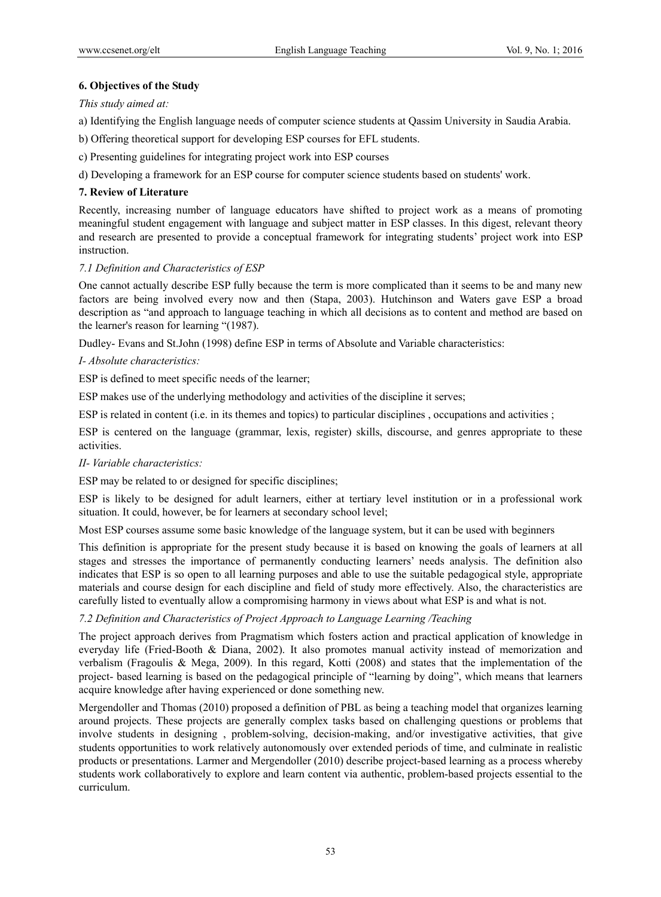**6. Objectives of the Study**

*This study aimed at:*

a) Identifying the English language needs of computer science students at Qassim University in Saudia Arabia.

b) Offering theoretical support for developing ESP courses for EFL students.

c) Presenting guidelines for integrating project work into ESP courses

d) Developing a framework for an ESP course for computer science students based on students' work.

**7. Review of Literature**

Recently, increasing number of language educators have shifted to project work as a means of promoting meaningful student engagement with language and subject matter in ESP classes. In this digest, relevant theory and research are presented to provide a conceptual framework for integrating students' project work into ESP instruction.

*7.1 Definition and Characteristics of ESP*

One cannot actually describe ESP fully because the term is more complicated than it seems to be and many new factors are being involved every now and then (Stapa, 2003). Hutchinson and Waters gave ESP a broad description as "and approach to language teaching in which all decisions as to content and method are based on the learner's reason for learning "(1987).

Dudley- Evans and St.John (1998) define ESP in terms of Absolute and Variable characteristics:

*I- Absolute characteristics:*

ESP is defined to meet specific needs of the learner;

ESP makes use of the underlying methodology and activities of the discipline it serves;

ESP is related in content (i.e. in its themes and topics) to particular disciplines , occupations and activities ;

ESP is centered on the language (grammar, lexis, register) skills, discourse, and genres appropriate to these activities.

*II- Variable characteristics:*

ESP may be related to or designed for specific disciplines;

ESP is likely to be designed for adult learners, either at tertiary level institution or in a professional work situation. It could, however, be for learners at secondary school level;

Most ESP courses assume some basic knowledge of the language system, but it can be used with beginners

This definition is appropriate for the present study because it is based on knowing the goals of learners at all stages and stresses the importance of permanently conducting learners' needs analysis. The definition also indicates that ESP is so open to all learning purposes and able to use the suitable pedagogical style, appropriate materials and course design for each discipline and field of study more effectively. Also, the characteristics are carefully listed to eventually allow a compromising harmony in views about what ESP is and what is not.

*7.2 Definition and Characteristics of Project Approach to Language Learning /Teaching*

The project approach derives from Pragmatism which fosters action and practical application of knowledge in everyday life (Fried-Booth & Diana, 2002). It also promotes manual activity instead of memorization and verbalism (Fragoulis & Mega, 2009). In this regard, Kotti (2008) and states that the implementation of the project- based learning is based on the pedagogical principle of "learning by doing", which means that learners acquire knowledge after having experienced or done something new.

Mergendoller and Thomas (2010) proposed a definition of PBL as being a teaching model that organizes learning around projects. These projects are generally complex tasks based on challenging questions or problems that involve students in designing , problem-solving, decision-making, and/or investigative activities, that give students opportunities to work relatively autonomously over extended periods of time, and culminate in realistic products or presentations. Larmer and Mergendoller (2010) describe project-based learning as a process whereby students work collaboratively to explore and learn content via authentic, problem-based projects essential to the curriculum.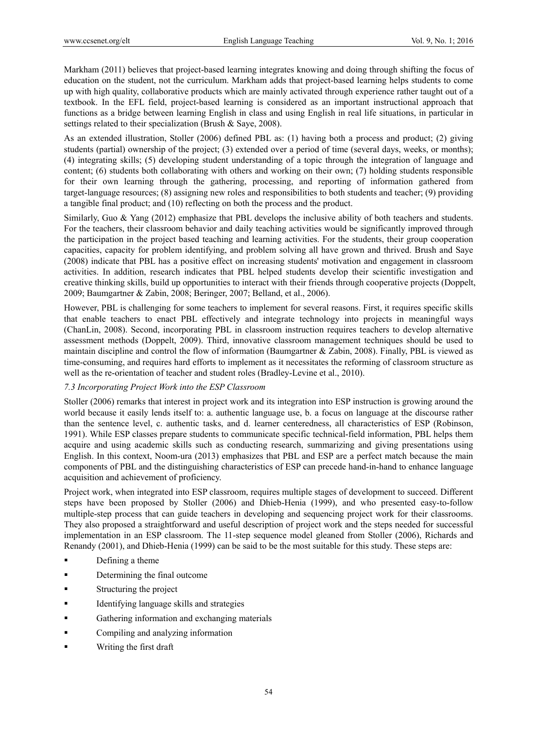Markham (2011) believes that project-based learning integrates knowing and doing through shifting the focus of education on the student, not the curriculum. Markham adds that project-based learning helps students to come up with high quality, collaborative products which are mainly activated through experience rather taught out of a textbook. In the EFL field, project-based learning is considered as an important instructional approach that functions as a bridge between learning English in class and using English in real life situations, in particular in settings related to their specialization (Brush & Saye, 2008).

As an extended illustration, Stoller (2006) defined PBL as: (1) having both a process and product; (2) giving students (partial) ownership of the project; (3) extended over a period of time (several days, weeks, or months); (4) integrating skills; (5) developing student understanding of a topic through the integration of language and content; (6) students both collaborating with others and working on their own; (7) holding students responsible for their own learning through the gathering, processing, and reporting of information gathered from target-language resources; (8) assigning new roles and responsibilities to both students and teacher; (9) providing a tangible final product; and (10) reflecting on both the process and the product.

Similarly, Guo & Yang (2012) emphasize that PBL develops the inclusive ability of both teachers and students. For the teachers, their classroom behavior and daily teaching activities would be significantly improved through the participation in the project based teaching and learning activities. For the students, their group cooperation capacities, capacity for problem identifying, and problem solving all have grown and thrived. Brush and Saye (2008) indicate that PBL has a positive effect on increasing students' motivation and engagement in classroom activities. In addition, research indicates that PBL helped students develop their scientific investigation and creative thinking skills, build up opportunities to interact with their friends through cooperative projects (Doppelt, 2009; Baumgartner & Zabin, 2008; Beringer, 2007; Belland, et al., 2006).

However, PBL is challenging for some teachers to implement for several reasons. First, it requires specific skills that enable teachers to enact PBL effectively and integrate technology into projects in meaningful ways (ChanLin, 2008). Second, incorporating PBL in classroom instruction requires teachers to develop alternative assessment methods (Doppelt, 2009). Third, innovative classroom management techniques should be used to maintain discipline and control the flow of information (Baumgartner & Zabin, 2008). Finally, PBL is viewed as time-consuming, and requires hard efforts to implement as it necessitates the reforming of classroom structure as well as the re-orientation of teacher and student roles (Bradley-Levine et al., 2010).

### *7.3 Incorporating Project Work into the ESP Classroom*

Stoller (2006) remarks that interest in project work and its integration into ESP instruction is growing around the world because it easily lends itself to: a. authentic language use, b. a focus on language at the discourse rather than the sentence level, c. authentic tasks, and d. learner centeredness, all characteristics of ESP (Robinson, 1991). While ESP classes prepare students to communicate specific technical-field information, PBL helps them acquire and using academic skills such as conducting research, summarizing and giving presentations using English. In this context, Noom-ura (2013) emphasizes that PBL and ESP are a perfect match because the main components of PBL and the distinguishing characteristics of ESP can precede hand-in-hand to enhance language acquisition and achievement of proficiency.

Project work, when integrated into ESP classroom, requires multiple stages of development to succeed. Different steps have been proposed by Stoller (2006) and Dhieb-Henia (1999), and who presented easy-to-follow multiple-step process that can guide teachers in developing and sequencing project work for their classrooms. They also proposed a straightforward and useful description of project work and the steps needed for successful implementation in an ESP classroom. The 11-step sequence model gleaned from Stoller (2006), Richards and Renandy (2001), and Dhieb-Henia (1999) can be said to be the most suitable for this study. These steps are:

- Defining a theme
- Determining the final outcome
- Structuring the project
- Identifying language skills and strategies
- Gathering information and exchanging materials
- Compiling and analyzing information
- Writing the first draft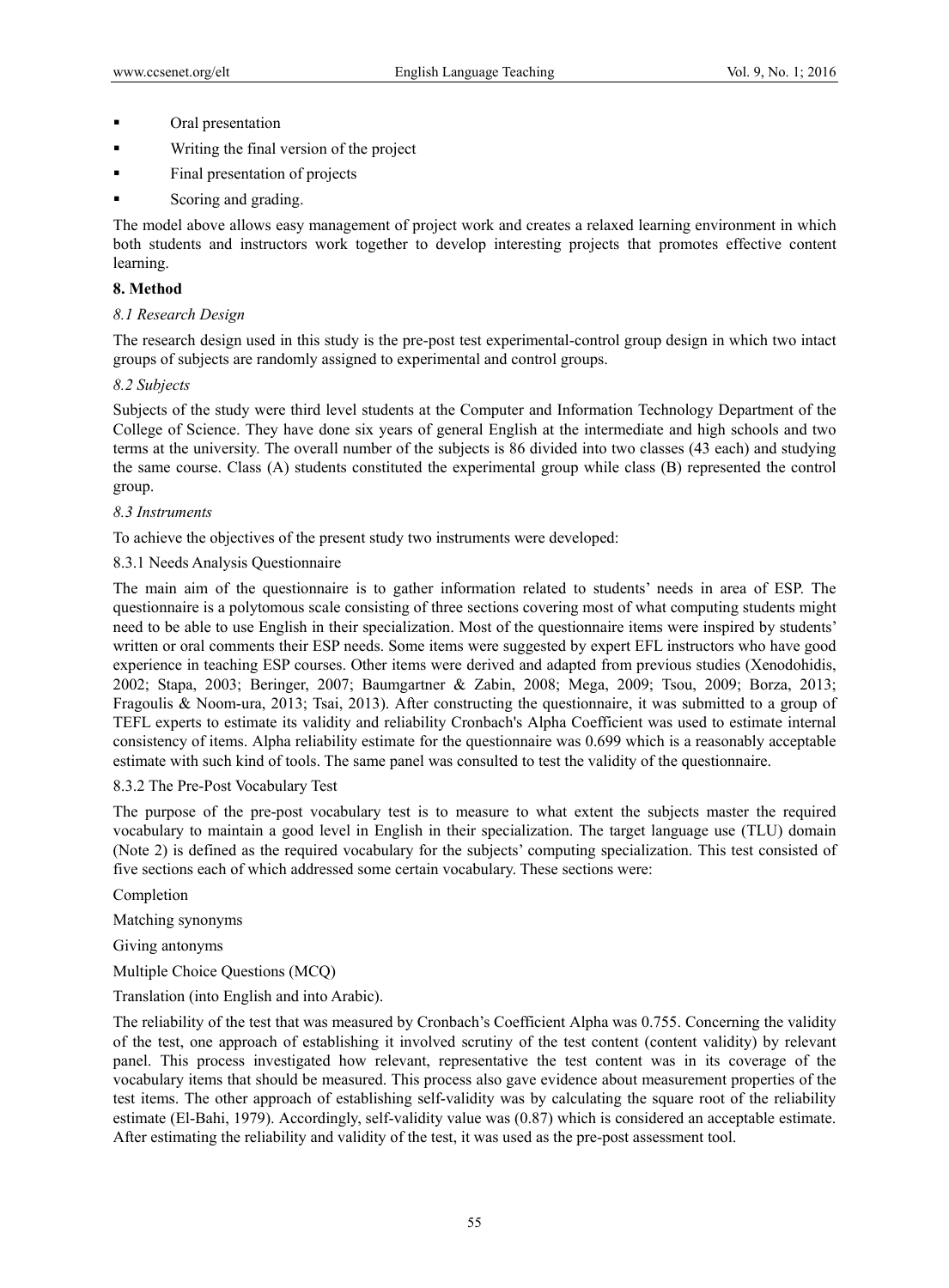- Oral presentation
- Writing the final version of the project
- Final presentation of projects
- Scoring and grading.

The model above allows easy management of project work and creates a relaxed learning environment in which both students and instructors work together to develop interesting projects that promotes effective content learning.

## 8. Method

### *8.1 Research Design*

The research design used in this study is the pre-post test experimental-control group design in which two intact groups of subjects are randomly assigned to experimental and control groups.

### *8.2 Subjects*

Subjects of the study were third level students at the Computer and Information Technology Department of the College of Science. They have done six years of general English at the intermediate and high schools and two terms at the university. The overall number of the subjects is 86 divided into two classes (43 each) and studying the same course. Class (A) students constituted the experimental group while class (B) represented the control group.

### *8.3 Instruments*

To achieve the objectives of the present study two instruments were developed:

#### 8.3.1 Needs Analysis Questionnaire

The main aim of the questionnaire is to gather information related to students' needs in area of ESP. The questionnaire is a polytomous scale consisting of three sections covering most of what computing students might need to be able to use English in their specialization. Most of the questionnaire items were inspired by students' written or oral comments their ESP needs. Some items were suggested by expert EFL instructors who have good experience in teaching ESP courses. Other items were derived and adapted from previous studies (Xenodohidis, 2002; Stapa, 2003; Beringer, 2007; Baumgartner & Zabin, 2008; Mega, 2009; Tsou, 2009; Borza, 2013; Fragoulis & Noom-ura, 2013; Tsai, 2013). After constructing the questionnaire, it was submitted to a group of TEFL experts to estimate its validity and reliability Cronbach's Alpha Coefficient was used to estimate internal consistency of items. Alpha reliability estimate for the questionnaire was 0.699 which is a reasonably acceptable estimate with such kind of tools. The same panel was consulted to test the validity of the questionnaire.

#### 8.3.2 The Pre-Post Vocabulary Test

The purpose of the pre-post vocabulary test is to measure to what extent the subjects master the required vocabulary to maintain a good level in English in their specialization. The target language use (TLU) domain (Note 2) is defined as the required vocabulary for the subjects' computing specialization. This test consisted of five sections each of which addressed some certain vocabulary. These sections were:

Completion

Matching synonyms

Giving antonyms

Multiple Choice Questions (MCQ)

Translation (into English and into Arabic).

The reliability of the test that was measured by Cronbach's Coefficient Alpha was 0.755. Concerning the validity of the test, one approach of establishing it involved scrutiny of the test content (content validity) by relevant panel. This process investigated how relevant, representative the test content was in its coverage of the vocabulary items that should be measured. This process also gave evidence about measurement properties of the test items. The other approach of establishing self-validity was by calculating the square root of the reliability estimate (El-Bahi, 1979). Accordingly, self-validity value was (0.87) which is considered an acceptable estimate. After estimating the reliability and validity of the test, it was used as the pre-post assessment tool.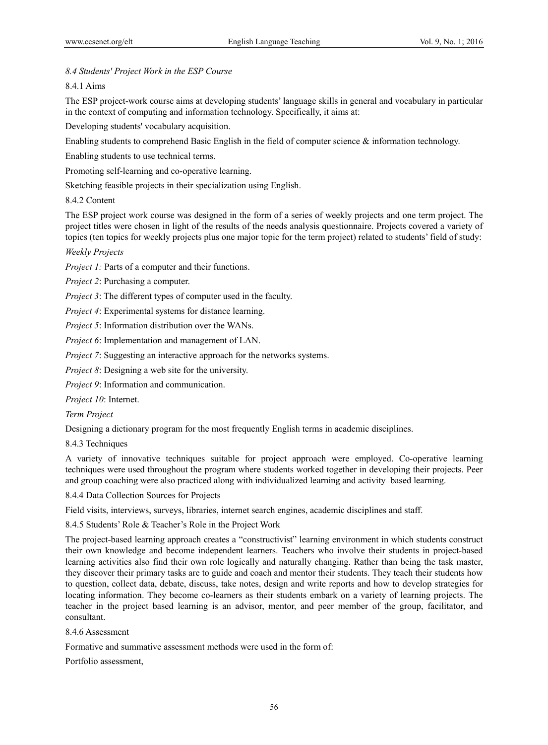### *8.4 Students' Project Work in the ESP Course*

#### 8.4.1 Aims

The ESP project-work course aims at developing students' language skills in general and vocabulary in particular in the context of computing and information technology. Specifically, it aims at:

Developing students' vocabulary acquisition.

Enabling students to comprehend Basic English in the field of computer science & information technology.

Enabling students to use technical terms.

Promoting self-learning and co-operative learning.

Sketching feasible projects in their specialization using English.

#### 8.4.2 Content

The ESP project work course was designed in the form of a series of weekly projects and one term project. The project titles were chosen in light of the results of the needs analysis questionnaire. Projects covered a variety of topics (ten topics for weekly projects plus one major topic for the term project) related to students' field of study:

*Weekly Projects*

*Project 1:* Parts of a computer and their functions.

*Project 2*: Purchasing a computer.

*Project 3*: The different types of computer used in the faculty.

*Project 4*: Experimental systems for distance learning.

*Project 5*: Information distribution over the WANs.

*Project 6*: Implementation and management of LAN.

*Project 7*: Suggesting an interactive approach for the networks systems.

*Project 8*: Designing a web site for the university.

*Project 9*: Information and communication.

*Project 10*: Internet.

*Term Project*

Designing a dictionary program for the most frequently English terms in academic disciplines.

#### 8.4.3 Techniques

A variety of innovative techniques suitable for project approach were employed. Co-operative learning techniques were used throughout the program where students worked together in developing their projects. Peer and group coaching were also practiced along with individualized learning and activity–based learning.

#### 8.4.4 Data Collection Sources for Projects

Field visits, interviews, surveys, libraries, internet search engines, academic disciplines and staff.

#### 8.4.5 Students' Role & Teacher's Role in the Project Work

The project-based learning approach creates a "constructivist" learning environment in which students construct their own knowledge and become independent learners. Teachers who involve their students in project-based learning activities also find their own role logically and naturally changing. Rather than being the task master, they discover their primary tasks are to guide and coach and mentor their students. They teach their students how to question, collect data, debate, discuss, take notes, design and write reports and how to develop strategies for locating information. They become co-learners as their students embark on a variety of learning projects. The teacher in the project based learning is an advisor, mentor, and peer member of the group, facilitator, and consultant.

#### 8.4.6 Assessment

Formative and summative assessment methods were used in the form of:

Portfolio assessment,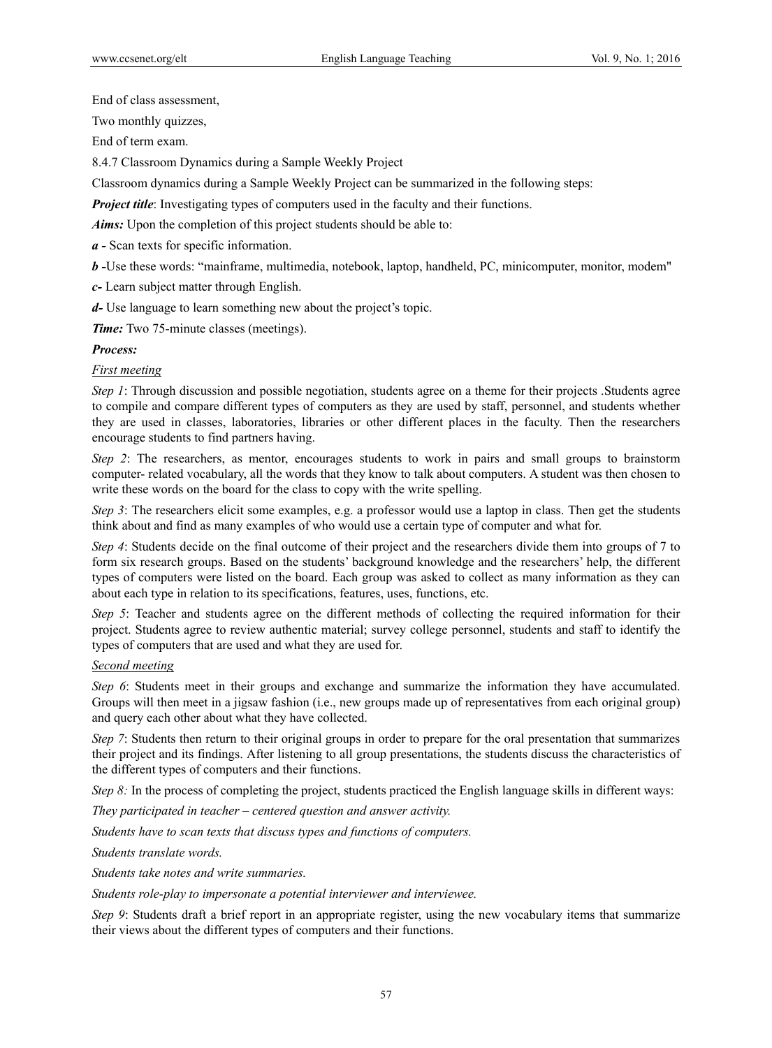End of class assessment,

Two monthly quizzes,

End of term exam.

8.4.7 Classroom Dynamics during a Sample Weekly Project

Classroom dynamics during a Sample Weekly Project can be summarized in the following steps:

***Project title***: Investigating types of computers used in the faculty and their functions.

***Aims:*** Upon the completion of this project students should be able to:

***a -*** Scan texts for specific information.

***b -***Use these words: "mainframe, multimedia, notebook, laptop, handheld, PC, minicomputer, monitor, modem"

***c-*** Learn subject matter through English.

***d-*** Use language to learn something new about the project's topic.

***Time:*** Two 75-minute classes (meetings).

***Process:***

*First meeting*

*Step 1*: Through discussion and possible negotiation, students agree on a theme for their projects .Students agree to compile and compare different types of computers as they are used by staff, personnel, and students whether they are used in classes, laboratories, libraries or other different places in the faculty. Then the researchers encourage students to find partners having.

*Step 2*: The researchers, as mentor, encourages students to work in pairs and small groups to brainstorm computer- related vocabulary, all the words that they know to talk about computers. A student was then chosen to write these words on the board for the class to copy with the write spelling.

*Step 3*: The researchers elicit some examples, e.g. a professor would use a laptop in class. Then get the students think about and find as many examples of who would use a certain type of computer and what for.

*Step 4*: Students decide on the final outcome of their project and the researchers divide them into groups of 7 to form six research groups. Based on the students' background knowledge and the researchers' help, the different types of computers were listed on the board. Each group was asked to collect as many information as they can about each type in relation to its specifications, features, uses, functions, etc.

*Step 5*: Teacher and students agree on the different methods of collecting the required information for their project. Students agree to review authentic material; survey college personnel, students and staff to identify the types of computers that are used and what they are used for.

*Second meeting*

*Step 6*: Students meet in their groups and exchange and summarize the information they have accumulated. Groups will then meet in a jigsaw fashion (i.e., new groups made up of representatives from each original group) and query each other about what they have collected.

*Step 7*: Students then return to their original groups in order to prepare for the oral presentation that summarizes their project and its findings. After listening to all group presentations, the students discuss the characteristics of the different types of computers and their functions.

*Step 8:* In the process of completing the project, students practiced the English language skills in different ways:

*They participated in teacher – centered question and answer activity.*

*Students have to scan texts that discuss types and functions of computers.*

*Students translate words.*

*Students take notes and write summaries.*

*Students role-play to impersonate a potential interviewer and interviewee.*

*Step 9*: Students draft a brief report in an appropriate register, using the new vocabulary items that summarize their views about the different types of computers and their functions.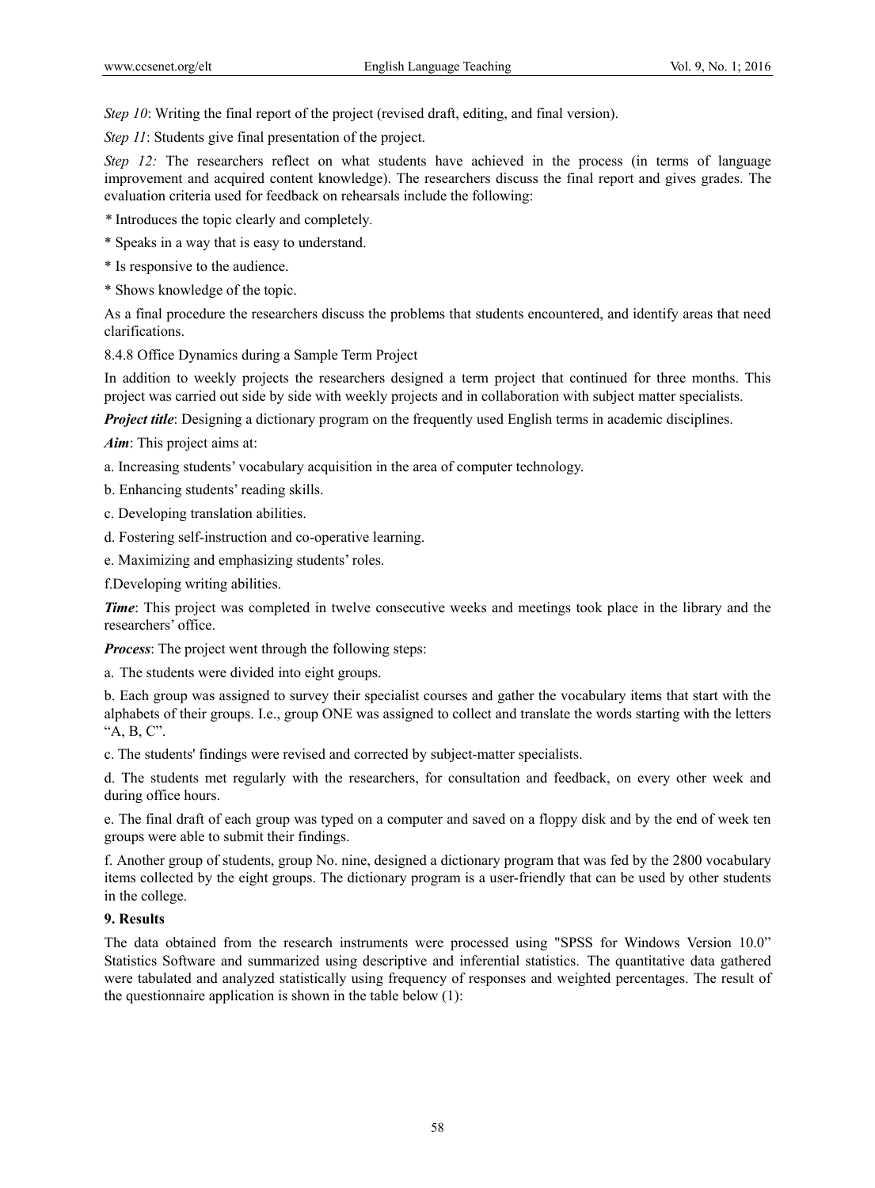*Step 10*: Writing the final report of the project (revised draft, editing, and final version).

*Step 11*: Students give final presentation of the project.

*Step 12:* The researchers reflect on what students have achieved in the process (in terms of language improvement and acquired content knowledge). The researchers discuss the final report and gives grades. The evaluation criteria used for feedback on rehearsals include the following:

* Introduces the topic clearly and completely.

* Speaks in a way that is easy to understand.

* Is responsive to the audience.

* Shows knowledge of the topic.

As a final procedure the researchers discuss the problems that students encountered, and identify areas that need clarifications.

8.4.8 Office Dynamics during a Sample Term Project

In addition to weekly projects the researchers designed a term project that continued for three months. This project was carried out side by side with weekly projects and in collaboration with subject matter specialists.

***Project title***: Designing a dictionary program on the frequently used English terms in academic disciplines.

***Aim***: This project aims at:

a. Increasing students' vocabulary acquisition in the area of computer technology.

b. Enhancing students' reading skills.

c. Developing translation abilities.

d. Fostering self-instruction and co-operative learning.

e. Maximizing and emphasizing students' roles.

f.Developing writing abilities.

***Time***: This project was completed in twelve consecutive weeks and meetings took place in the library and the researchers' office.

***Process***: The project went through the following steps:

a. The students were divided into eight groups.

b. Each group was assigned to survey their specialist courses and gather the vocabulary items that start with the alphabets of their groups. I.e., group ONE was assigned to collect and translate the words starting with the letters "A, B, C".

c. The students' findings were revised and corrected by subject-matter specialists.

d. The students met regularly with the researchers, for consultation and feedback, on every other week and during office hours.

e. The final draft of each group was typed on a computer and saved on a floppy disk and by the end of week ten groups were able to submit their findings.

f. Another group of students, group No. nine, designed a dictionary program that was fed by the 2800 vocabulary items collected by the eight groups. The dictionary program is a user-friendly that can be used by other students in the college.

## 9. Results

The data obtained from the research instruments were processed using "SPSS for Windows Version 10.0" Statistics Software and summarized using descriptive and inferential statistics. The quantitative data gathered were tabulated and analyzed statistically using frequency of responses and weighted percentages. The result of the questionnaire application is shown in the table below (1):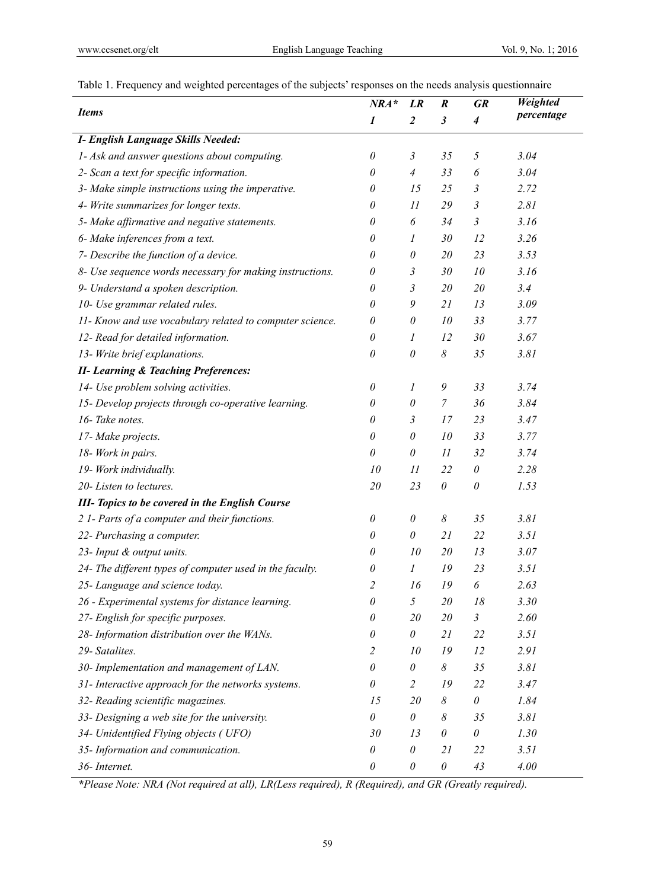Table 1. Frequency and weighted percentages of the subjects' responses on the needs analysis questionnaire

| *Items* | *NRA** 1 | *LR* 2 | *R* 3 | *GR* 4 | *Weighted percentage* |
|---|---|---|---|---|---|
| ***I- English Language Skills Needed:*** | | | | | |
| *1- Ask and answer questions about computing.* | *0* | *3* | *35* | *5* | *3.04* |
| *2- Scan a text for specific information.* | *0* | *4* | *33* | *6* | *3.04* |
| *3- Make simple instructions using the imperative.* | *0* | *15* | *25* | *3* | *2.72* |
| *4- Write summarizes for longer texts.* | *0* | *11* | *29* | *3* | *2.81* |
| *5- Make affirmative and negative statements.* | *0* | *6* | *34* | *3* | *3.16* |
| *6- Make inferences from a text.* | *0* | *1* | *30* | *12* | *3.26* |
| *7- Describe the function of a device.* | *0* | *0* | *20* | *23* | *3.53* |
| *8- Use sequence words necessary for making instructions.* | *0* | *3* | *30* | *10* | *3.16* |
| *9- Understand a spoken description.* | *0* | *3* | *20* | *20* | *3.4* |
| *10- Use grammar related rules.* | *0* | *9* | *21* | *13* | *3.09* |
| *11- Know and use vocabulary related to computer science.* | *0* | *0* | *10* | *33* | *3.77* |
| *12- Read for detailed information.* | *0* | *1* | *12* | *30* | *3.67* |
| *13- Write brief explanations.* | *0* | *0* | *8* | *35* | *3.81* |
| ***II- Learning & Teaching Preferences:*** | | | | | |
| *14- Use problem solving activities.* | *0* | *1* | *9* | *33* | *3.74* |
| *15- Develop projects through co-operative learning.* | *0* | *0* | *7* | *36* | *3.84* |
| *16- Take notes.* | *0* | *3* | *17* | *23* | *3.47* |
| *17- Make projects.* | *0* | *0* | *10* | *33* | *3.77* |
| *18- Work in pairs.* | *0* | *0* | *11* | *32* | *3.74* |
| *19- Work individually.* | *10* | *11* | *22* | *0* | *2.28* |
| *20- Listen to lectures.* | *20* | *23* | *0* | *0* | *1.53* |
| ***III- Topics to be covered in the English Course*** | | | | | |
| *2 1- Parts of a computer and their functions.* | *0* | *0* | *8* | *35* | *3.81* |
| *22- Purchasing a computer.* | *0* | *0* | *21* | *22* | *3.51* |
| *23- Input & output units.* | *0* | *10* | *20* | *13* | *3.07* |
| *24- The different types of computer used in the faculty.* | *0* | *1* | *19* | *23* | *3.51* |
| *25- Language and science today.* | *2* | *16* | *19* | *6* | *2.63* |
| *26 - Experimental systems for distance learning.* | *0* | *5* | *20* | *18* | *3.30* |
| *27- English for specific purposes.* | *0* | *20* | *20* | *3* | *2.60* |
| *28- Information distribution over the WANs.* | *0* | *0* | *21* | *22* | *3.51* |
| *29- Satalites.* | *2* | *10* | *19* | *12* | *2.91* |
| *30- Implementation and management of LAN.* | *0* | *0* | *8* | *35* | *3.81* |
| *31- Interactive approach for the networks systems.* | *0* | *2* | *19* | *22* | *3.47* |
| *32- Reading scientific magazines.* | *15* | *20* | *8* | *0* | *1.84* |
| *33- Designing a web site for the university.* | *0* | *0* | *8* | *35* | *3.81* |
| *34- Unidentified Flying objects ( UFO)* | *30* | *13* | *0* | *0* | *1.30* |
| *35- Information and communication.* | *0* | *0* | *21* | *22* | *3.51* |
| *36- Internet.* | *0* | *0* | *0* | *43* | *4.00* |

****Please Note: NRA (Not required at all), LR(Less required), R (Required), and GR (Greatly required).***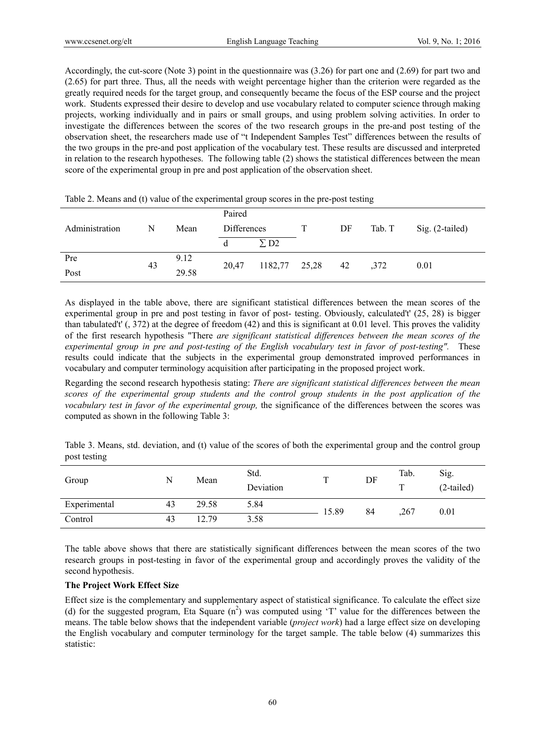Accordingly, the cut-score (Note 3) point in the questionnaire was (3.26) for part one and (2.69) for part two and (2.65) for part three. Thus, all the needs with weight percentage higher than the criterion were regarded as the greatly required needs for the target group, and consequently became the focus of the ESP course and the project work. Students expressed their desire to develop and use vocabulary related to computer science through making projects, working individually and in pairs or small groups, and using problem solving activities. In order to investigate the differences between the scores of the two research groups in the pre-and post testing of the observation sheet, the researchers made use of "t Independent Samples Test" differences between the results of the two groups in the pre-and post application of the vocabulary test. These results are discussed and interpreted in relation to the research hypotheses. The following table (2) shows the statistical differences between the mean score of the experimental group in pre and post application of the observation sheet.

Table 2. Means and (t) value of the experimental group scores in the pre-post testing

| Administration | N | Mean | Paired Differences | | T | DF | Tab. T | Sig. (2-tailed) |
|---|---|---|---|---|---|---|---|---|
| | | | d | ∑ D2 | | | | |
| Pre | 43 | 9.12 | 20,47 | 1182,77 | 25,28 | 42 | ,372 | 0.01 |
| Post | | 29.58 | | | | | | |

As displayed in the table above, there are significant statistical differences between the mean scores of the experimental group in pre and post testing in favor of post- testing. Obviously, calculated't' (25, 28) is bigger than tabulated't' (, 372) at the degree of freedom (42) and this is significant at 0.01 level. This proves the validity of the first research hypothesis "There *are significant statistical differences between the mean scores of the experimental group in pre and post-testing of the English vocabulary test in favor of post-testing".* These results could indicate that the subjects in the experimental group demonstrated improved performances in vocabulary and computer terminology acquisition after participating in the proposed project work.

Regarding the second research hypothesis stating: *There are significant statistical differences between the mean scores of the experimental group students and the control group students in the post application of the vocabulary test in favor of the experimental group,* the significance of the differences between the scores was computed as shown in the following Table 3:

Table 3. Means, std. deviation, and (t) value of the scores of both the experimental group and the control group post testing

| Group | N | Mean | Std. Deviation | T | DF | Tab. T | Sig. (2-tailed) |
|---|---|---|---|---|---|---|---|
| Experimental | 43 | 29.58 | 5.84 | 15.89 | 84 | ,267 | 0.01 |
| Control | 43 | 12.79 | 3.58 | | | | |

The table above shows that there are statistically significant differences between the mean scores of the two research groups in post-testing in favor of the experimental group and accordingly proves the validity of the second hypothesis.

**The Project Work Effect Size**

Effect size is the complementary and supplementary aspect of statistical significance. To calculate the effect size (d) for the suggested program, Eta Square ($n^2$) was computed using 'T' value for the differences between the means. The table below shows that the independent variable (*project work*) had a large effect size on developing the English vocabulary and computer terminology for the target sample. The table below (4) summarizes this statistic: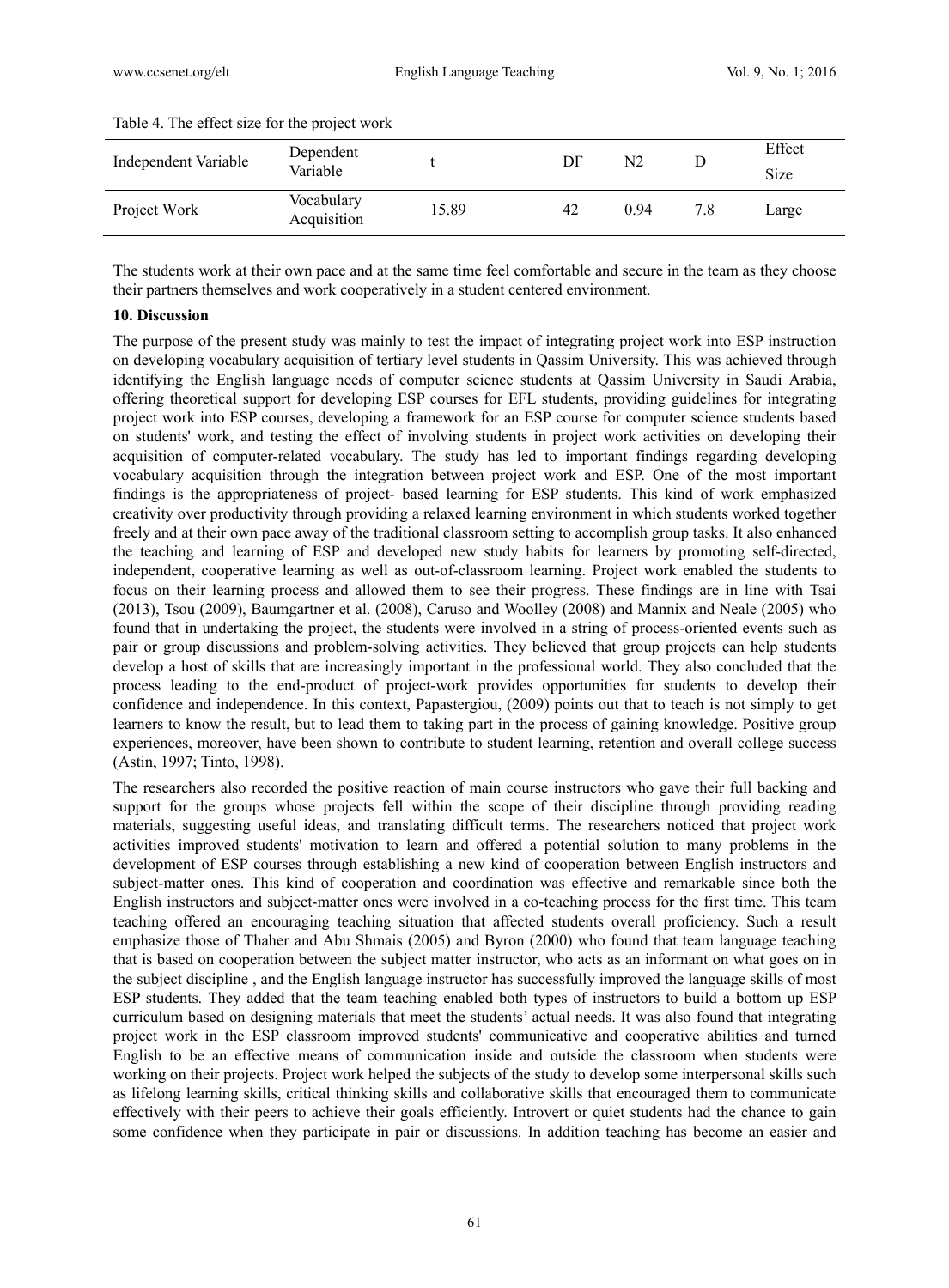Table 4. The effect size for the project work

| Independent Variable | Dependent Variable | t | DF | N2 | D | Effect Size |
|---|---|---|---|---|---|---|
| Project Work | Vocabulary Acquisition | 15.89 | 42 | 0.94 | 7.8 | Large |

The students work at their own pace and at the same time feel comfortable and secure in the team as they choose their partners themselves and work cooperatively in a student centered environment.

## 10. Discussion

The purpose of the present study was mainly to test the impact of integrating project work into ESP instruction on developing vocabulary acquisition of tertiary level students in Qassim University. This was achieved through identifying the English language needs of computer science students at Qassim University in Saudi Arabia, offering theoretical support for developing ESP courses for EFL students, providing guidelines for integrating project work into ESP courses, developing a framework for an ESP course for computer science students based on students' work, and testing the effect of involving students in project work activities on developing their acquisition of computer-related vocabulary. The study has led to important findings regarding developing vocabulary acquisition through the integration between project work and ESP. One of the most important findings is the appropriateness of project- based learning for ESP students. This kind of work emphasized creativity over productivity through providing a relaxed learning environment in which students worked together freely and at their own pace away of the traditional classroom setting to accomplish group tasks. It also enhanced the teaching and learning of ESP and developed new study habits for learners by promoting self-directed, independent, cooperative learning as well as out-of-classroom learning. Project work enabled the students to focus on their learning process and allowed them to see their progress. These findings are in line with Tsai (2013), Tsou (2009), Baumgartner et al. (2008), Caruso and Woolley (2008) and Mannix and Neale (2005) who found that in undertaking the project, the students were involved in a string of process-oriented events such as pair or group discussions and problem-solving activities. They believed that group projects can help students develop a host of skills that are increasingly important in the professional world. They also concluded that the process leading to the end-product of project-work provides opportunities for students to develop their confidence and independence. In this context, Papastergiou, (2009) points out that to teach is not simply to get learners to know the result, but to lead them to taking part in the process of gaining knowledge. Positive group experiences, moreover, have been shown to contribute to student learning, retention and overall college success (Astin, 1997; Tinto, 1998).

The researchers also recorded the positive reaction of main course instructors who gave their full backing and support for the groups whose projects fell within the scope of their discipline through providing reading materials, suggesting useful ideas, and translating difficult terms. The researchers noticed that project work activities improved students' motivation to learn and offered a potential solution to many problems in the development of ESP courses through establishing a new kind of cooperation between English instructors and subject-matter ones. This kind of cooperation and coordination was effective and remarkable since both the English instructors and subject-matter ones were involved in a co-teaching process for the first time. This team teaching offered an encouraging teaching situation that affected students overall proficiency. Such a result emphasize those of Thaher and Abu Shmais (2005) and Byron (2000) who found that team language teaching that is based on cooperation between the subject matter instructor, who acts as an informant on what goes on in the subject discipline , and the English language instructor has successfully improved the language skills of most ESP students. They added that the team teaching enabled both types of instructors to build a bottom up ESP curriculum based on designing materials that meet the students' actual needs. It was also found that integrating project work in the ESP classroom improved students' communicative and cooperative abilities and turned English to be an effective means of communication inside and outside the classroom when students were working on their projects. Project work helped the subjects of the study to develop some interpersonal skills such as lifelong learning skills, critical thinking skills and collaborative skills that encouraged them to communicate effectively with their peers to achieve their goals efficiently. Introvert or quiet students had the chance to gain some confidence when they participate in pair or discussions. In addition teaching has become an easier and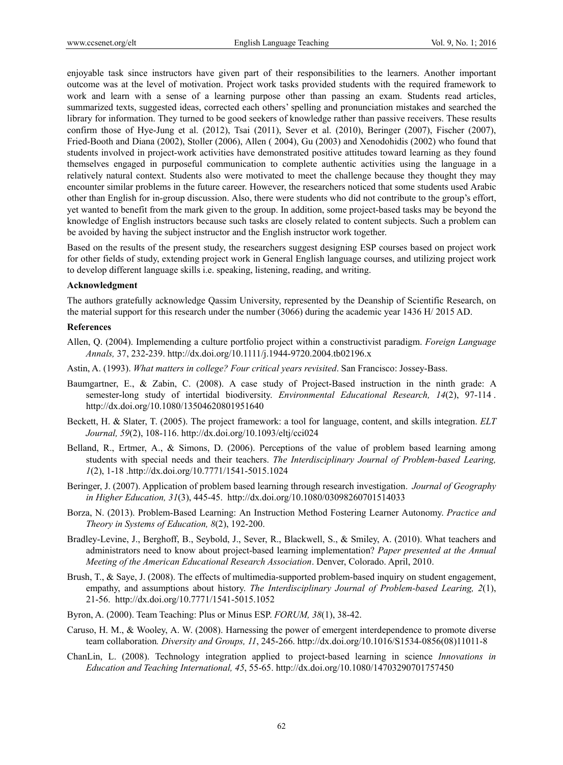enjoyable task since instructors have given part of their responsibilities to the learners. Another important outcome was at the level of motivation. Project work tasks provided students with the required framework to work and learn with a sense of a learning purpose other than passing an exam. Students read articles, summarized texts, suggested ideas, corrected each others' spelling and pronunciation mistakes and searched the library for information. They turned to be good seekers of knowledge rather than passive receivers. These results confirm those of Hye-Jung et al. (2012), Tsai (2011), Sever et al. (2010), Beringer (2007), Fischer (2007), Fried-Booth and Diana (2002), Stoller (2006), Allen ( 2004), Gu (2003) and Xenodohidis (2002) who found that students involved in project-work activities have demonstrated positive attitudes toward learning as they found themselves engaged in purposeful communication to complete authentic activities using the language in a relatively natural context. Students also were motivated to meet the challenge because they thought they may encounter similar problems in the future career. However, the researchers noticed that some students used Arabic other than English for in-group discussion. Also, there were students who did not contribute to the group's effort, yet wanted to benefit from the mark given to the group. In addition, some project-based tasks may be beyond the knowledge of English instructors because such tasks are closely related to content subjects. Such a problem can be avoided by having the subject instructor and the English instructor work together.

Based on the results of the present study, the researchers suggest designing ESP courses based on project work for other fields of study, extending project work in General English language courses, and utilizing project work to develop different language skills i.e. speaking, listening, reading, and writing.

**Acknowledgment**

The authors gratefully acknowledge Qassim University, represented by the Deanship of Scientific Research, on the material support for this research under the number (3066) during the academic year 1436 H/ 2015 AD.

**References**

Allen, Q. (2004). Implementing a culture portfolio project within a constructivist paradigm. *Foreign Language Annals,* 37, 232-239. http://dx.doi.org/10.1111/j.1944-9720.2004.tb02196.x

Astin, A. (1993). *What matters in college? Four critical years revisited*. San Francisco: Jossey-Bass.

Baumgartner, E., & Zabin, C. (2008). A case study of Project-Based instruction in the ninth grade: A semester-long study of intertidal biodiversity. *Environmental Educational Research, 14*(2), 97-114 . http://dx.doi.org/10.1080/13504620801951640

Beckett, H. & Slater, T. (2005). The project framework: a tool for language, content, and skills integration. *ELT Journal, 59*(2), 108-116. http://dx.doi.org/10.1093/eltj/cci024

Belland, R., Ertmer, A., & Simons, D. (2006). Perceptions of the value of problem based learning among students with special needs and their teachers. *The Interdisciplinary Journal of Problem-based Learing, 1*(2), 1-18 .http://dx.doi.org/10.7771/1541-5015.1024

Beringer, J. (2007). Application of problem based learning through research investigation. *Journal of Geography in Higher Education, 31*(3), 445-45. http://dx.doi.org/10.1080/03098260701514033

Borza, N. (2013). Problem-Based Learning: An Instruction Method Fostering Learner Autonomy. *Practice and Theory in Systems of Education, 8*(2), 192-200.

Bradley-Levine, J., Berghoff, B., Seybold, J., Sever, R., Blackwell, S., & Smiley, A. (2010). What teachers and administrators need to know about project-based learning implementation? *Paper presented at the Annual Meeting of the American Educational Research Association*. Denver, Colorado. April, 2010.

Brush, T., & Saye, J. (2008). The effects of multimedia-supported problem-based inquiry on student engagement, empathy, and assumptions about history. *The Interdisciplinary Journal of Problem-based Learing, 2*(1), 21-56. http://dx.doi.org/10.7771/1541-5015.1052

Byron, A. (2000). Team Teaching: Plus or Minus ESP. *FORUM, 38*(1), 38-42.

Caruso, H. M., & Wooley, A. W. (2008). Harnessing the power of emergent interdependence to promote diverse team collaboration*. Diversity and Groups, 11*, 245-266. http://dx.doi.org/10.1016/S1534-0856(08)11011-8

ChanLin, L. (2008). Technology integration applied to project-based learning in science *Innovations in Education and Teaching International, 45*, 55-65. http://dx.doi.org/10.1080/14703290701757450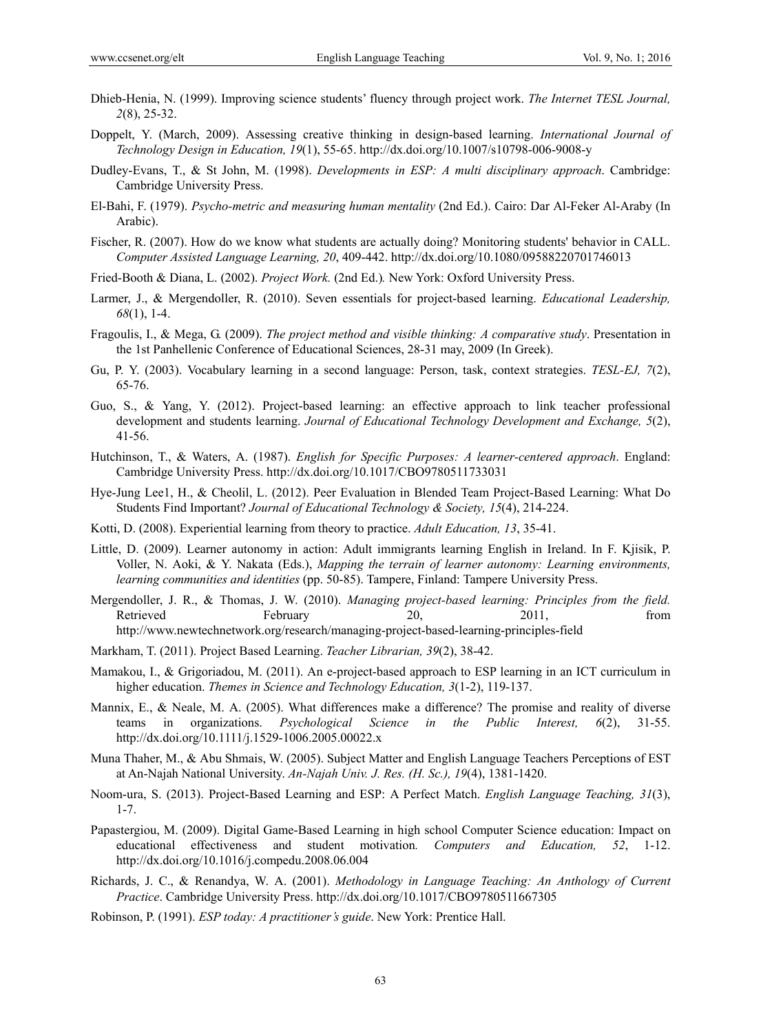Dhieb-Henia, N. (1999). Improving science students' fluency through project work. *The Internet TESL Journal, 2*(8), 25-32.

Doppelt, Y. (March, 2009). Assessing creative thinking in design-based learning. *International Journal of Technology Design in Education, 19*(1), 55-65. http://dx.doi.org/10.1007/s10798-006-9008-y

Dudley-Evans, T., & St John, M. (1998). *Developments in ESP: A multi disciplinary approach*. Cambridge: Cambridge University Press.

El-Bahi, F. (1979). *Psycho-metric and measuring human mentality* (2nd Ed.). Cairo: Dar Al-Feker Al-Araby (In Arabic).

Fischer, R. (2007). How do we know what students are actually doing? Monitoring students' behavior in CALL. *Computer Assisted Language Learning, 20*, 409-442. http://dx.doi.org/10.1080/09588220701746013

Fried-Booth & Diana, L. (2002). *Project Work.* (2nd Ed.)*.* New York: Oxford University Press.

Larmer, J., & Mergendoller, R. (2010). Seven essentials for project-based learning. *Educational Leadership, 68*(1), 1-4.

Fragoulis, I., & Mega, G. (2009). *The project method and visible thinking: A comparative study*. Presentation in the 1st Panhellenic Conference of Educational Sciences, 28-31 may, 2009 (In Greek).

Gu, P. Y. (2003). Vocabulary learning in a second language: Person, task, context strategies. *TESL-EJ, 7*(2), 65-76.

Guo, S., & Yang, Y. (2012). Project-based learning: an effective approach to link teacher professional development and students learning. *Journal of Educational Technology Development and Exchange, 5*(2), 41-56.

Hutchinson, T., & Waters, A. (1987). *English for Specific Purposes: A learner-centered approach*. England: Cambridge University Press. http://dx.doi.org/10.1017/CBO9780511733031

Hye-Jung Lee1, H., & Cheolil, L. (2012). Peer Evaluation in Blended Team Project-Based Learning: What Do Students Find Important? *Journal of Educational Technology & Society, 15*(4), 214-224.

Kotti, D. (2008). Experiential learning from theory to practice. *Adult Education, 13*, 35-41.

Little, D. (2009). Learner autonomy in action: Adult immigrants learning English in Ireland. In F. Kjisik, P. Voller, N. Aoki, & Y. Nakata (Eds.), *Mapping the terrain of learner autonomy: Learning environments, learning communities and identities* (pp. 50-85). Tampere, Finland: Tampere University Press.

Mergendoller, J. R., & Thomas, J. W. (2010). *Managing project-based learning: Principles from the field.* Retrieved February 20, 2011, from http://www.newtechnetwork.org/research/managing-project-based-learning-principles-field

Markham, T. (2011). Project Based Learning. *Teacher Librarian, 39*(2), 38-42.

Mamakou, I., & Grigoriadou, M. (2011). An e-project-based approach to ESP learning in an ICT curriculum in higher education. *Themes in Science and Technology Education, 3*(1-2), 119-137.

Mannix, E., & Neale, M. A. (2005). What differences make a difference? The promise and reality of diverse teams in organizations. *Psychological Science in the Public Interest, 6*(2), 31-55. http://dx.doi.org/10.1111/j.1529-1006.2005.00022.x

Muna Thaher, M., & Abu Shmais, W. (2005). Subject Matter and English Language Teachers Perceptions of EST at An-Najah National University. *An-Najah Univ. J. Res. (H. Sc.), 19*(4), 1381-1420.

Noom-ura, S. (2013). Project-Based Learning and ESP: A Perfect Match. *English Language Teaching, 31*(3), 1-7.

Papastergiou, M. (2009). Digital Game-Based Learning in high school Computer Science education: Impact on educational effectiveness and student motivation*. Computers and Education, 52*, 1-12. http://dx.doi.org/10.1016/j.compedu.2008.06.004

Richards, J. C., & Renandya, W. A. (2001). *Methodology in Language Teaching: An Anthology of Current Practice*. Cambridge University Press. http://dx.doi.org/10.1017/CBO9780511667305

Robinson, P. (1991). *ESP today: A practitioner's guide*. New York: Prentice Hall.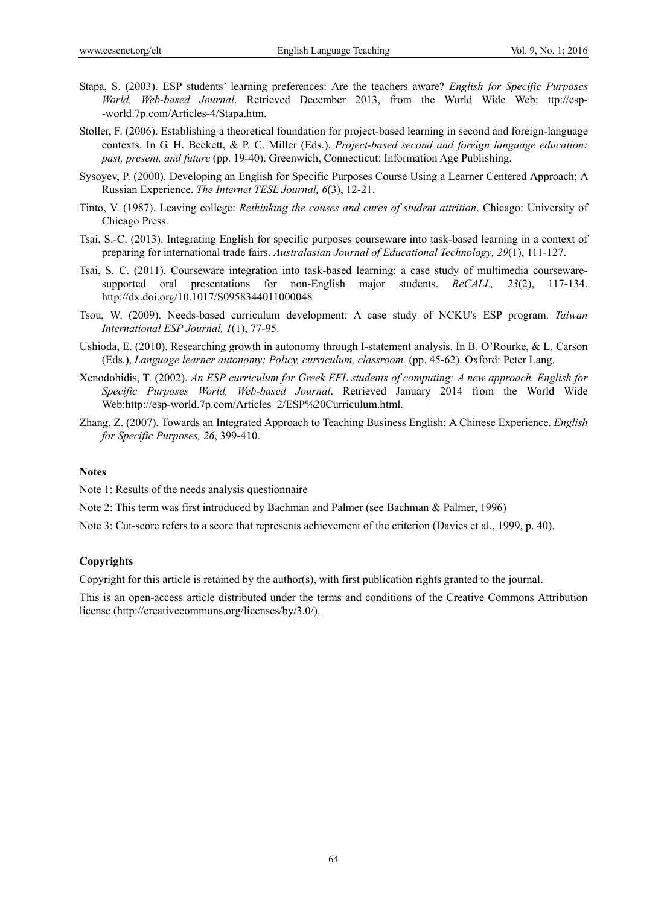Stapa, S. (2003). ESP students' learning preferences: Are the teachers aware? *English for Specific Purposes World, Web-based Journal*. Retrieved December 2013, from the World Wide Web: ttp://esp--world.7p.com/Articles-4/Stapa.htm.

Stoller, F. (2006). Establishing a theoretical foundation for project-based learning in second and foreign-language contexts. In G. H. Beckett, & P. C. Miller (Eds.), *Project-based second and foreign language education: past, present, and future* (pp. 19-40). Greenwich, Connecticut: Information Age Publishing.

Sysoyev, P. (2000). Developing an English for Specific Purposes Course Using a Learner Centered Approach; A Russian Experience. *The Internet TESL Journal, 6*(3), 12-21.

Tinto, V. (1987). Leaving college: *Rethinking the causes and cures of student attrition*. Chicago: University of Chicago Press.

Tsai, S.-C. (2013). Integrating English for specific purposes courseware into task-based learning in a context of preparing for international trade fairs. *Australasian Journal of Educational Technology, 29*(1), 111-127.

Tsai, S. C. (2011). Courseware integration into task-based learning: a case study of multimedia courseware-supported oral presentations for non-English major students. *ReCALL, 23*(2), 117-134. http://dx.doi.org/10.1017/S0958344011000048

Tsou, W. (2009). Needs-based curriculum development: A case study of NCKU's ESP program. *Taiwan International ESP Journal, 1*(1), 77-95.

Ushioda, E. (2010). Researching growth in autonomy through I-statement analysis. In B. O'Rourke, & L. Carson (Eds.), *Language learner autonomy: Policy, curriculum, classroom.* (pp. 45-62). Oxford: Peter Lang.

Xenodohidis, T. (2002). *An ESP curriculum for Greek EFL students of computing: A new approach. English for Specific Purposes World, Web-based Journal*. Retrieved January 2014 from the World Wide Web:http://esp-world.7p.com/Articles_2/ESP%20Curriculum.html.

Zhang, Z. (2007). Towards an Integrated Approach to Teaching Business English: A Chinese Experience. *English for Specific Purposes, 26*, 399-410.

**Notes**

Note 1: Results of the needs analysis questionnaire

Note 2: This term was first introduced by Bachman and Palmer (see Bachman & Palmer, 1996)

Note 3: Cut-score refers to a score that represents achievement of the criterion (Davies et al., 1999, p. 40).

**Copyrights**

Copyright for this article is retained by the author(s), with first publication rights granted to the journal.

This is an open-access article distributed under the terms and conditions of the Creative Commons Attribution license (http://creativecommons.org/licenses/by/3.0/).